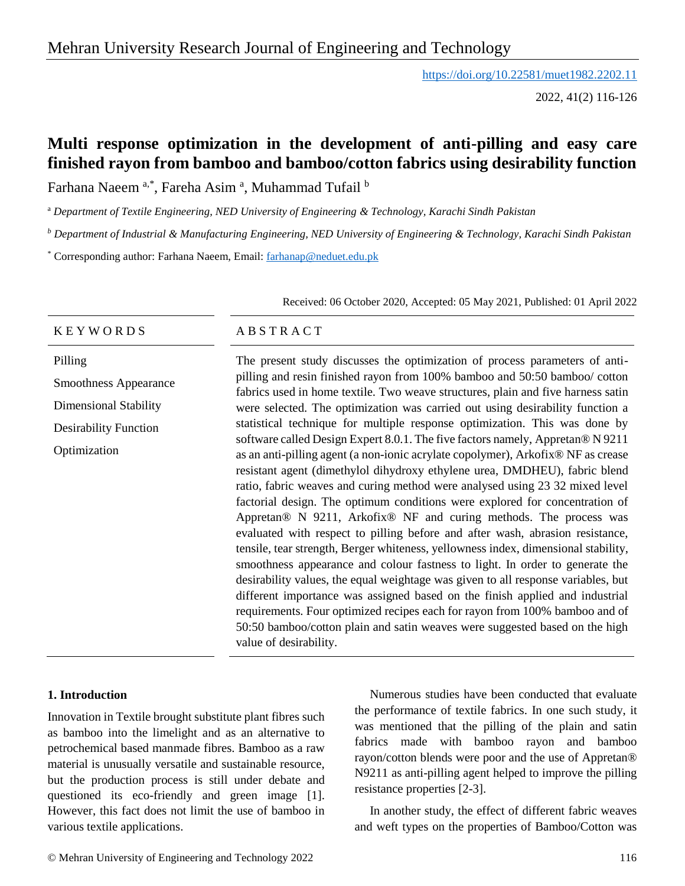https://doi.org/10.22581/muet1982.2202.11

# Multi response optimization in the development of anti-pilling and easy care finished rayon from bamboo and bamboo/cotton fabrics using desirability function

Farhana Naeem [a,*], Fareha Asim [a], Muhammad Tufail [b]

[a] *Department of Textile Engineering, NED University of Engineering & Technology, Karachi Sindh Pakistan*

[b] *Department of Industrial & Manufacturing Engineering, NED University of Engineering & Technology, Karachi Sindh Pakistan*

[*] Corresponding author: Farhana Naeem, Email: farhanap@neduet.edu.pk

Received: 06 October 2020, Accepted: 05 May 2021, Published: 01 April 2022

## KEYWORDS

Pilling

Smoothness Appearance

Dimensional Stability

Desirability Function

Optimization

## ABSTRACT

The present study discusses the optimization of process parameters of anti-pilling and resin finished rayon from 100% bamboo and 50:50 bamboo/ cotton fabrics used in home textile. Two weave structures, plain and five harness satin were selected. The optimization was carried out using desirability function a statistical technique for multiple response optimization. This was done by software called Design Expert 8.0.1. The five factors namely, Appretan® N 9211 as an anti-pilling agent (a non-ionic acrylate copolymer), Arkofix® NF as crease resistant agent (dimethylol dihydroxy ethylene urea, DMDHEU), fabric blend ratio, fabric weaves and curing method were analysed using 23 32 mixed level factorial design. The optimum conditions were explored for concentration of Appretan® N 9211, Arkofix® NF and curing methods. The process was evaluated with respect to pilling before and after wash, abrasion resistance, tensile, tear strength, Berger whiteness, yellowness index, dimensional stability, smoothness appearance and colour fastness to light. In order to generate the desirability values, the equal weightage was given to all response variables, but different importance was assigned based on the finish applied and industrial requirements. Four optimized recipes each for rayon from 100% bamboo and of 50:50 bamboo/cotton plain and satin weaves were suggested based on the high value of desirability.

## 1. Introduction

Innovation in Textile brought substitute plant fibres such as bamboo into the limelight and as an alternative to petrochemical based manmade fibres. Bamboo as a raw material is unusually versatile and sustainable resource, but the production process is still under debate and questioned its eco-friendly and green image [1]. However, this fact does not limit the use of bamboo in various textile applications.

Numerous studies have been conducted that evaluate the performance of textile fabrics. In one such study, it was mentioned that the pilling of the plain and satin fabrics made with bamboo rayon and bamboo rayon/cotton blends were poor and the use of Appretan® N9211 as anti-pilling agent helped to improve the pilling resistance properties [2-3].

In another study, the effect of different fabric weaves and weft types on the properties of Bamboo/Cotton was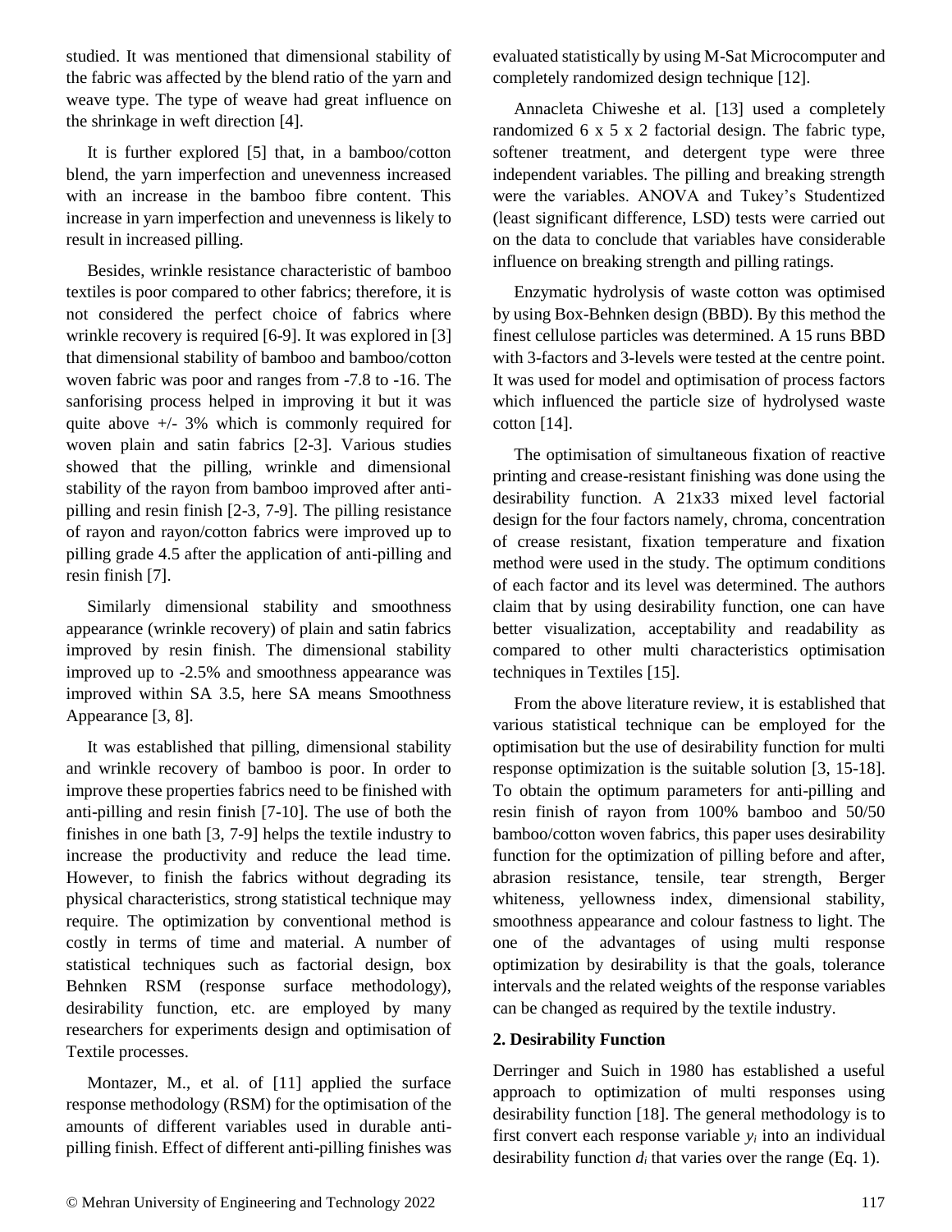studied. It was mentioned that dimensional stability of the fabric was affected by the blend ratio of the yarn and weave type. The type of weave had great influence on the shrinkage in weft direction [4].

It is further explored [5] that, in a bamboo/cotton blend, the yarn imperfection and unevenness increased with an increase in the bamboo fibre content. This increase in yarn imperfection and unevenness is likely to result in increased pilling.

Besides, wrinkle resistance characteristic of bamboo textiles is poor compared to other fabrics; therefore, it is not considered the perfect choice of fabrics where wrinkle recovery is required [6-9]. It was explored in [3] that dimensional stability of bamboo and bamboo/cotton woven fabric was poor and ranges from -7.8 to -16. The sanforising process helped in improving it but it was quite above +/- 3% which is commonly required for woven plain and satin fabrics [2-3]. Various studies showed that the pilling, wrinkle and dimensional stability of the rayon from bamboo improved after anti-pilling and resin finish [2-3, 7-9]. The pilling resistance of rayon and rayon/cotton fabrics were improved up to pilling grade 4.5 after the application of anti-pilling and resin finish [7].

Similarly dimensional stability and smoothness appearance (wrinkle recovery) of plain and satin fabrics improved by resin finish. The dimensional stability improved up to -2.5% and smoothness appearance was improved within SA 3.5, here SA means Smoothness Appearance [3, 8].

It was established that pilling, dimensional stability and wrinkle recovery of bamboo is poor. In order to improve these properties fabrics need to be finished with anti-pilling and resin finish [7-10]. The use of both the finishes in one bath [3, 7-9] helps the textile industry to increase the productivity and reduce the lead time. However, to finish the fabrics without degrading its physical characteristics, strong statistical technique may require. The optimization by conventional method is costly in terms of time and material. A number of statistical techniques such as factorial design, box Behnken RSM (response surface methodology), desirability function, etc. are employed by many researchers for experiments design and optimisation of Textile processes.

Montazer, M., et al. of [11] applied the surface response methodology (RSM) for the optimisation of the amounts of different variables used in durable anti-pilling finish. Effect of different anti-pilling finishes was evaluated statistically by using M-Sat Microcomputer and completely randomized design technique [12].

Annacleta Chiweshe et al. [13] used a completely randomized 6 x 5 x 2 factorial design. The fabric type, softener treatment, and detergent type were three independent variables. The pilling and breaking strength were the variables. ANOVA and Tukey's Studentized (least significant difference, LSD) tests were carried out on the data to conclude that variables have considerable influence on breaking strength and pilling ratings.

Enzymatic hydrolysis of waste cotton was optimised by using Box-Behnken design (BBD). By this method the finest cellulose particles was determined. A 15 runs BBD with 3-factors and 3-levels were tested at the centre point. It was used for model and optimisation of process factors which influenced the particle size of hydrolysed waste cotton [14].

The optimisation of simultaneous fixation of reactive printing and crease-resistant finishing was done using the desirability function. A 21x33 mixed level factorial design for the four factors namely, chroma, concentration of crease resistant, fixation temperature and fixation method were used in the study. The optimum conditions of each factor and its level was determined. The authors claim that by using desirability function, one can have better visualization, acceptability and readability as compared to other multi characteristics optimisation techniques in Textiles [15].

From the above literature review, it is established that various statistical technique can be employed for the optimisation but the use of desirability function for multi response optimization is the suitable solution [3, 15-18]. To obtain the optimum parameters for anti-pilling and resin finish of rayon from 100% bamboo and 50/50 bamboo/cotton woven fabrics, this paper uses desirability function for the optimization of pilling before and after, abrasion resistance, tensile, tear strength, Berger whiteness, yellowness index, dimensional stability, smoothness appearance and colour fastness to light. The one of the advantages of using multi response optimization by desirability is that the goals, tolerance intervals and the related weights of the response variables can be changed as required by the textile industry.

## 2. Desirability Function

Derringer and Suich in 1980 has established a useful approach to optimization of multi responses using desirability function [18]. The general methodology is to first convert each response variable $y_i$ into an individual desirability function $d_i$ that varies over the range (Eq. 1).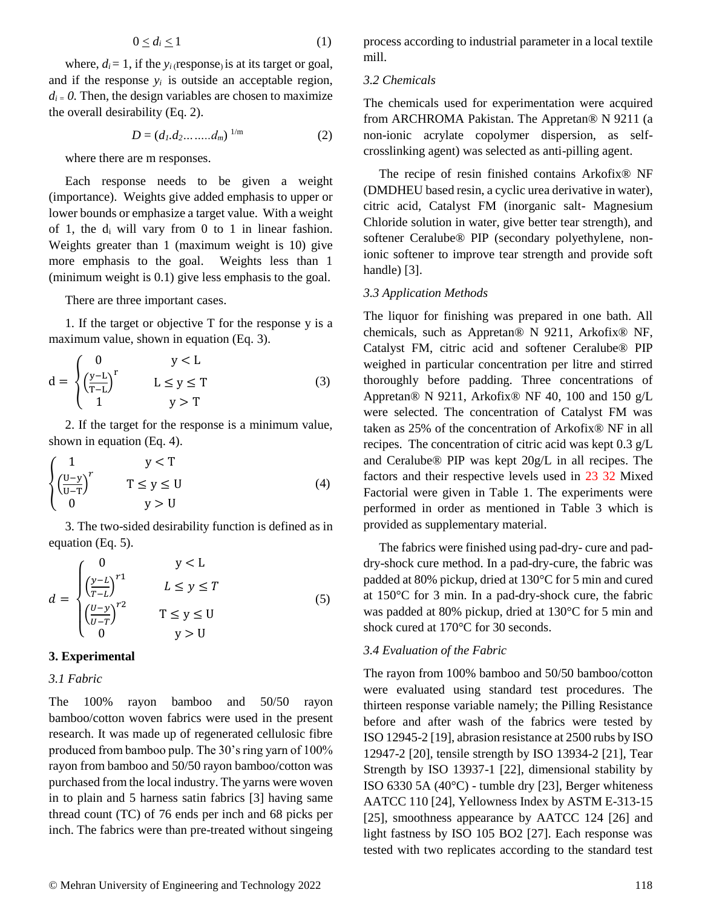$$0 \leq d_i \leq 1 \quad (1)$$

where, $d_i = 1$, if the $y_i$ (response) is at its target or goal, and if the response $y_i$ is outside an acceptable region, $d_i = 0$. Then, the design variables are chosen to maximize the overall desirability (Eq. 2).

$$D = (d_1.d_2\ldots\ldots d_m)^{1/m} \quad (2)$$

where there are m responses.

Each response needs to be given a weight (importance). Weights give added emphasis to upper or lower bounds or emphasize a target value. With a weight of 1, the $d_i$ will vary from 0 to 1 in linear fashion. Weights greater than 1 (maximum weight is 10) give more emphasis to the goal. Weights less than 1 (minimum weight is 0.1) give less emphasis to the goal.

There are three important cases.

1. If the target or objective T for the response y is a maximum value, shown in equation (Eq. 3).

$$d = \begin{cases} 0 & y < L \\ \left(\frac{y-L}{T-L}\right)^r & L \leq y \leq T \\ 1 & y > T \end{cases} \quad (3)$$

2. If the target for the response is a minimum value, shown in equation (Eq. 4).

$$\begin{cases} 1 & y < T \\ \left(\frac{U-y}{U-T}\right)^r & T \leq y \leq U \\ 0 & y > U \end{cases} \quad (4)$$

3. The two-sided desirability function is defined as in equation (Eq. 5).

$$d = \begin{cases} 0 & y < L \\ \left(\frac{y-L}{T-L}\right)^{r1} & L \leq y \leq T \\ \left(\frac{U-y}{U-T}\right)^{r2} & T \leq y \leq U \\ 0 & y > U \end{cases} \quad (5)$$

## 3. Experimental

### *3.1 Fabric*

The 100% rayon bamboo and 50/50 rayon bamboo/cotton woven fabrics were used in the present research. It was made up of regenerated cellulosic fibre produced from bamboo pulp. The 30's ring yarn of 100% rayon from bamboo and 50/50 rayon bamboo/cotton was purchased from the local industry. The yarns were woven in to plain and 5 harness satin fabrics [3] having same thread count (TC) of 76 ends per inch and 68 picks per inch. The fabrics were than pre-treated without singeing process according to industrial parameter in a local textile mill.

### *3.2 Chemicals*

The chemicals used for experimentation were acquired from ARCHROMA Pakistan. The Appretan® N 9211 (a non-ionic acrylate copolymer dispersion, as self-crosslinking agent) was selected as anti-pilling agent.

The recipe of resin finished contains Arkofix® NF (DMDHEU based resin, a cyclic urea derivative in water), citric acid, Catalyst FM (inorganic salt- Magnesium Chloride solution in water, give better tear strength), and softener Ceralube® PIP (secondary polyethylene, non-ionic softener to improve tear strength and provide soft handle) [3].

### *3.3 Application Methods*

The liquor for finishing was prepared in one bath. All chemicals, such as Appretan® N 9211, Arkofix® NF, Catalyst FM, citric acid and softener Ceralube® PIP weighed in particular concentration per litre and stirred thoroughly before padding. Three concentrations of Appretan® N 9211, Arkofix® NF 40, 100 and 150 g/L were selected. The concentration of Catalyst FM was taken as 25% of the concentration of Arkofix® NF in all recipes. The concentration of citric acid was kept 0.3 g/L and Ceralube® PIP was kept 20g/L in all recipes. The factors and their respective levels used in 23 32 Mixed Factorial were given in Table 1. The experiments were performed in order as mentioned in Table 3 which is provided as supplementary material.

The fabrics were finished using pad-dry- cure and pad-dry-shock cure method. In a pad-dry-cure, the fabric was padded at 80% pickup, dried at 130°C for 5 min and cured at 150°C for 3 min. In a pad-dry-shock cure, the fabric was padded at 80% pickup, dried at 130°C for 5 min and shock cured at 170°C for 30 seconds.

### *3.4 Evaluation of the Fabric*

The rayon from 100% bamboo and 50/50 bamboo/cotton were evaluated using standard test procedures. The thirteen response variable namely; the Pilling Resistance before and after wash of the fabrics were tested by ISO 12945-2 [19], abrasion resistance at 2500 rubs by ISO 12947-2 [20], tensile strength by ISO 13934-2 [21], Tear Strength by ISO 13937-1 [22], dimensional stability by ISO 6330 5A (40°C) - tumble dry [23], Berger whiteness AATCC 110 [24], Yellowness Index by ASTM E-313-15 [25], smoothness appearance by AATCC 124 [26] and light fastness by ISO 105 BO2 [27]. Each response was tested with two replicates according to the standard test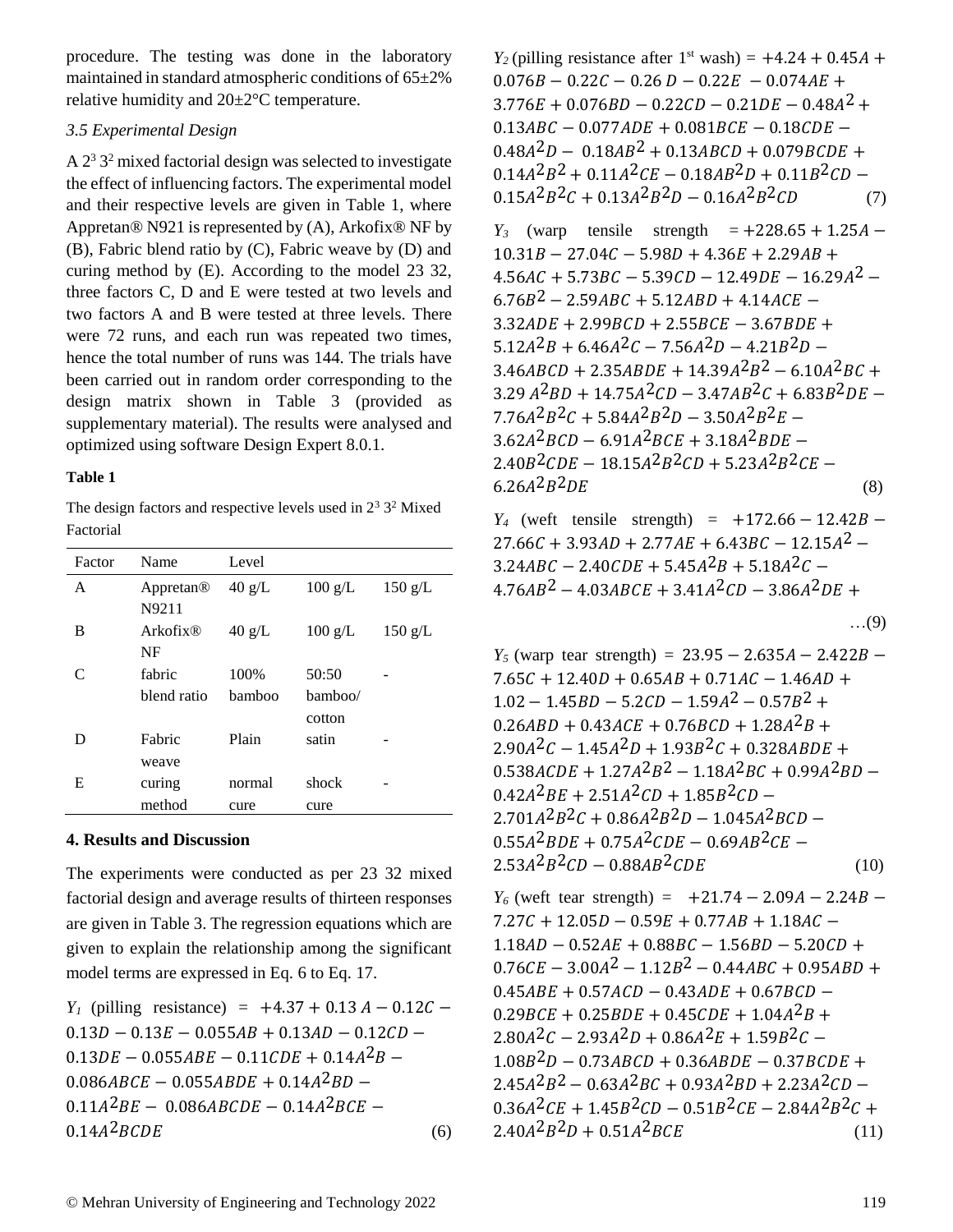procedure. The testing was done in the laboratory maintained in standard atmospheric conditions of 65±2% relative humidity and 20±2°C temperature.

### *3.5 Experimental Design*

A $2^3\,3^2$ mixed factorial design was selected to investigate the effect of influencing factors. The experimental model and their respective levels are given in Table 1, where Appretan® N921 is represented by (A), Arkofix® NF by (B), Fabric blend ratio by (C), Fabric weave by (D) and curing method by (E). According to the model 23 32, three factors C, D and E were tested at two levels and two factors A and B were tested at three levels. There were 72 runs, and each run was repeated two times, hence the total number of runs was 144. The trials have been carried out in random order corresponding to the design matrix shown in Table 3 (provided as supplementary material). The results were analysed and optimized using software Design Expert 8.0.1.

**Table 1**

The design factors and respective levels used in $2^3\,3^2$ Mixed Factorial

| Factor | Name | Level | | |
|---|---|---|---|---|
| A | Appretan® N9211 | 40 g/L | 100 g/L | 150 g/L |
| B | Arkofix® NF | 40 g/L | 100 g/L | 150 g/L |
| C | fabric blend ratio | 100% bamboo | 50:50 bamboo/ cotton | - |
| D | Fabric weave | Plain | satin | - |
| E | curing method | normal cure | shock cure | - |

## 4. Results and Discussion

The experiments were conducted as per 23 32 mixed factorial design and average results of thirteen responses are given in Table 3. The regression equations which are given to explain the relationship among the significant model terms are expressed in Eq. 6 to Eq. 17.

$$Y_1 \text{ (pilling resistance)} = +4.37 + 0.13A - 0.12C - 0.13D - 0.13E - 0.055AB + 0.13AD - 0.12CD - 0.13DE - 0.055ABE - 0.11CDE + 0.14A^2B - 0.086ABCE - 0.055ABDE + 0.14A^2BD - 0.11A^2BE - 0.086ABCDE - 0.14A^2BCE - 0.14A^2BCDE \quad (6)$$

$$Y_2 \text{ (pilling resistance after 1}^{st}\text{ wash)} = +4.24 + 0.45A + 0.076B - 0.22C - 0.26D - 0.22E - 0.074AE + 3.776E + 0.076BD - 0.22CD - 0.21DE - 0.48A^2 + 0.13ABC - 0.077ADE + 0.081BCE - 0.18CDE - 0.48A^2D - 0.18AB^2 + 0.13ABCD + 0.079BCDE + 0.14A^2B^2 + 0.11A^2CE - 0.18AB^2D + 0.11B^2CD - 0.15A^2B^2C + 0.13A^2B^2D - 0.16A^2B^2CD \quad (7)$$

$$Y_3 \text{ (warp tensile strength)} = +228.65 + 1.25A - 10.31B - 27.04C - 5.98D + 4.36E + 2.29AB + 4.56AC + 5.73BC - 5.39CD - 12.49DE - 16.29A^2 - 6.76B^2 - 2.59ABC + 5.12ABD + 4.14ACE - 3.32ADE + 2.99BCD + 2.55BCE - 3.67BDE + 5.12A^2B + 6.46A^2C - 7.56A^2D - 4.21B^2D - 3.46ABCD + 2.35ABDE + 14.39A^2B^2 - 6.10A^2BC + 3.29A^2BD + 14.75A^2CD - 3.47AB^2C + 6.83B^2DE - 7.76A^2B^2C + 5.84A^2B^2D - 3.50A^2B^2E - 3.62A^2BCD - 6.91A^2BCE + 3.18A^2BDE - 2.40B^2CDE - 18.15A^2B^2CD + 5.23A^2B^2CE - 6.26A^2B^2DE \quad (8)$$

$$Y_4 \text{ (weft tensile strength)} = +172.66 - 12.42B - 27.66C + 3.93AD + 2.77AE + 6.43BC - 12.15A^2 - 3.24ABC - 2.40CDE + 5.45A^2B + 5.18A^2C - 4.76AB^2 - 4.03ABCE + 3.41A^2CD - 3.86A^2DE + \quad \ldots(9)$$

$$Y_5 \text{ (warp tear strength)} = 23.95 - 2.635A - 2.422B - 7.65C + 12.40D + 0.65AB + 0.71AC - 1.46AD + 1.02 - 1.45BD - 5.2CD - 1.59A^2 - 0.57B^2 + 0.26ABD + 0.43ACE + 0.76BCD + 1.28A^2B + 2.90A^2C - 1.45A^2D + 1.93B^2C + 0.328ABDE + 0.538ACDE + 1.27A^2B^2 - 1.18A^2BC + 0.99A^2BD - 0.42A^2BE + 2.51A^2CD + 1.85B^2CD - 2.701A^2B^2C + 0.86A^2B^2D - 1.045A^2BCD - 0.55A^2BDE + 0.75A^2CDE - 0.69AB^2CE - 2.53A^2B^2CD - 0.88AB^2CDE \quad (10)$$

$$Y_6 \text{ (weft tear strength)} = +21.74 - 2.09A - 2.24B - 7.27C + 12.05D - 0.59E + 0.77AB + 1.18AC - 1.18AD - 0.52AE + 0.88BC - 1.56BD - 5.20CD + 0.76CE - 3.00A^2 - 1.12B^2 - 0.44ABC + 0.95ABD + 0.45ABE + 0.57ACD - 0.43ADE + 0.67BCD - 0.29BCE + 0.25BDE + 0.45CDE + 1.04A^2B + 2.80A^2C - 2.93A^2D + 0.86A^2E + 1.59B^2C - 1.08B^2D - 0.73ABCD + 0.36ABDE - 0.37BCDE + 2.45A^2B^2 - 0.63A^2BC + 0.93A^2BD + 2.23A^2CD - 0.36A^2CE + 1.45B^2CD - 0.51B^2CE - 2.84A^2B^2C + 2.40A^2B^2D + 0.51A^2BCE \quad (11)$$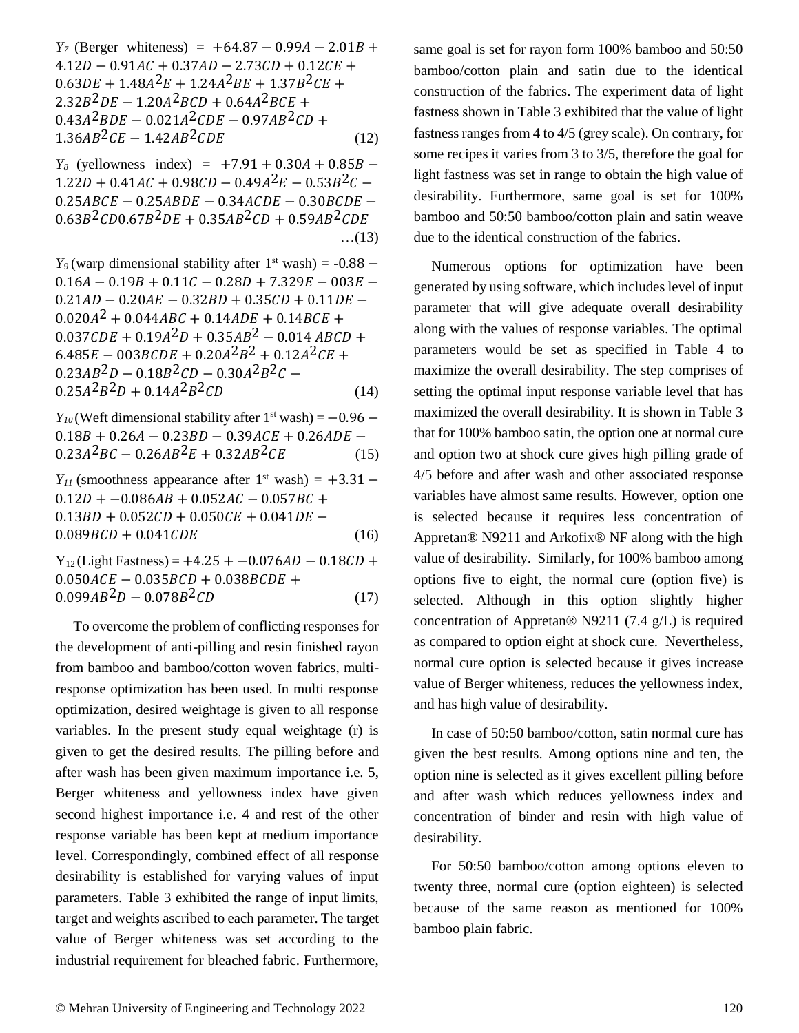$Y_7$ (Berger whiteness) = $+64.87 - 0.99A - 2.01B + 4.12D - 0.91AC + 0.37AD - 2.73CD + 0.12CE + 0.63DE + 1.48A^2E + 1.24A^2BE + 1.37B^2CE + 2.32B^2DE - 1.20A^2BCD + 0.64A^2BCE + 0.43A^2BDE - 0.021A^2CDE - 0.97AB^2CD + 1.36AB^2CE - 1.42AB^2CDE$ (12)

$Y_8$ (yellowness index) = $+7.91 + 0.30A + 0.85B - 1.22D + 0.41AC + 0.98CD - 0.49A^2E - 0.53B^2C - 0.25ABCE - 0.25ABDE - 0.34ACDE - 0.30BCDE - 0.63B^2CD0.67B^2DE + 0.35AB^2CD + 0.59AB^2CDE$ …(13)

$Y_9$ (warp dimensional stability after 1st wash) = $-0.88 - 0.16A - 0.19B + 0.11C - 0.28D + 7.329E - 003E - 0.21AD - 0.20AE - 0.32BD + 0.35CD + 0.11DE - 0.020A^2 + 0.044ABC + 0.14ADE + 0.14BCE + 0.037CDE + 0.19A^2D + 0.35AB^2 - 0.014\,ABCD + 6.485E - 003BCDE + 0.20A^2B^2 + 0.12A^2CE + 0.23AB^2D - 0.18B^2CD - 0.30A^2B^2C - 0.25A^2B^2D + 0.14A^2B^2CD$ (14)

$Y_{10}$ (Weft dimensional stability after 1st wash) = $-0.96 - 0.18B + 0.26A - 0.23BD - 0.39ACE + 0.26ADE - 0.23A^2BC - 0.26AB^2E + 0.32AB^2CE$ (15)

$Y_{11}$ (smoothness appearance after 1st wash) = $+3.31 - 0.12D + -0.086AB + 0.052AC - 0.057BC + 0.13BD + 0.052CD + 0.050CE + 0.041DE - 0.089BCD + 0.041CDE$ (16)

$Y_{12}$ (Light Fastness) = $+4.25 + -0.076AD - 0.18CD + 0.050ACE - 0.035BCD + 0.038BCDE + 0.099AB^2D - 0.078B^2CD$ (17)

To overcome the problem of conflicting responses for the development of anti-pilling and resin finished rayon from bamboo and bamboo/cotton woven fabrics, multi-response optimization has been used. In multi response optimization, desired weightage is given to all response variables. In the present study equal weightage (r) is given to get the desired results. The pilling before and after wash has been given maximum importance i.e. 5, Berger whiteness and yellowness index have given second highest importance i.e. 4 and rest of the other response variable has been kept at medium importance level. Correspondingly, combined effect of all response desirability is established for varying values of input parameters. Table 3 exhibited the range of input limits, target and weights ascribed to each parameter. The target value of Berger whiteness was set according to the industrial requirement for bleached fabric. Furthermore, same goal is set for rayon form 100% bamboo and 50:50 bamboo/cotton plain and satin due to the identical construction of the fabrics. The experiment data of light fastness shown in Table 3 exhibited that the value of light fastness ranges from 4 to 4/5 (grey scale). On contrary, for some recipes it varies from 3 to 3/5, therefore the goal for light fastness was set in range to obtain the high value of desirability. Furthermore, same goal is set for 100% bamboo and 50:50 bamboo/cotton plain and satin weave due to the identical construction of the fabrics.

Numerous options for optimization have been generated by using software, which includes level of input parameter that will give adequate overall desirability along with the values of response variables. The optimal parameters would be set as specified in Table 4 to maximize the overall desirability. The step comprises of setting the optimal input response variable level that has maximized the overall desirability. It is shown in Table 3 that for 100% bamboo satin, the option one at normal cure and option two at shock cure gives high pilling grade of 4/5 before and after wash and other associated response variables have almost same results. However, option one is selected because it requires less concentration of Appretan® N9211 and Arkofix® NF along with the high value of desirability. Similarly, for 100% bamboo among options five to eight, the normal cure (option five) is selected. Although in this option slightly higher concentration of Appretan® N9211 (7.4 g/L) is required as compared to option eight at shock cure. Nevertheless, normal cure option is selected because it gives increase value of Berger whiteness, reduces the yellowness index, and has high value of desirability.

In case of 50:50 bamboo/cotton, satin normal cure has given the best results. Among options nine and ten, the option nine is selected as it gives excellent pilling before and after wash which reduces yellowness index and concentration of binder and resin with high value of desirability.

For 50:50 bamboo/cotton among options eleven to twenty three, normal cure (option eighteen) is selected because of the same reason as mentioned for 100% bamboo plain fabric.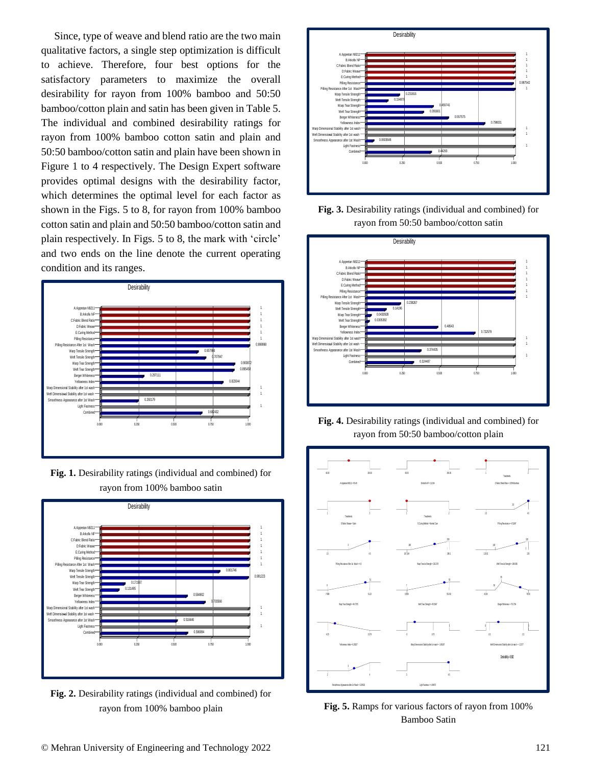Since, type of weave and blend ratio are the two main qualitative factors, a single step optimization is difficult to achieve. Therefore, four best options for the satisfactory parameters to maximize the overall desirability for rayon from 100% bamboo and 50:50 bamboo/cotton plain and satin has been given in Table 5. The individual and combined desirability ratings for rayon from 100% bamboo cotton satin and plain and 50:50 bamboo/cotton satin and plain have been shown in Figure 1 to 4 respectively. The Design Expert software provides optimal designs with the desirability factor, which determines the optimal level for each factor as shown in the Figs. 5 to 8, for rayon from 100% bamboo cotton satin and plain and 50:50 bamboo/cotton satin and plain respectively. In Figs. 5 to 8, the mark with 'circle' and two ends on the line denote the current operating condition and its ranges.

**Fig. 1.** Desirability ratings (individual and combined) for rayon from 100% bamboo satin

**Fig. 2.** Desirability ratings (individual and combined) for rayon from 100% bamboo plain

**Fig. 3.** Desirability ratings (individual and combined) for rayon from 50:50 bamboo/cotton satin

**Fig. 4.** Desirability ratings (individual and combined) for rayon from 50:50 bamboo/cotton plain

**Fig. 5.** Ramps for various factors of rayon from 100% Bamboo Satin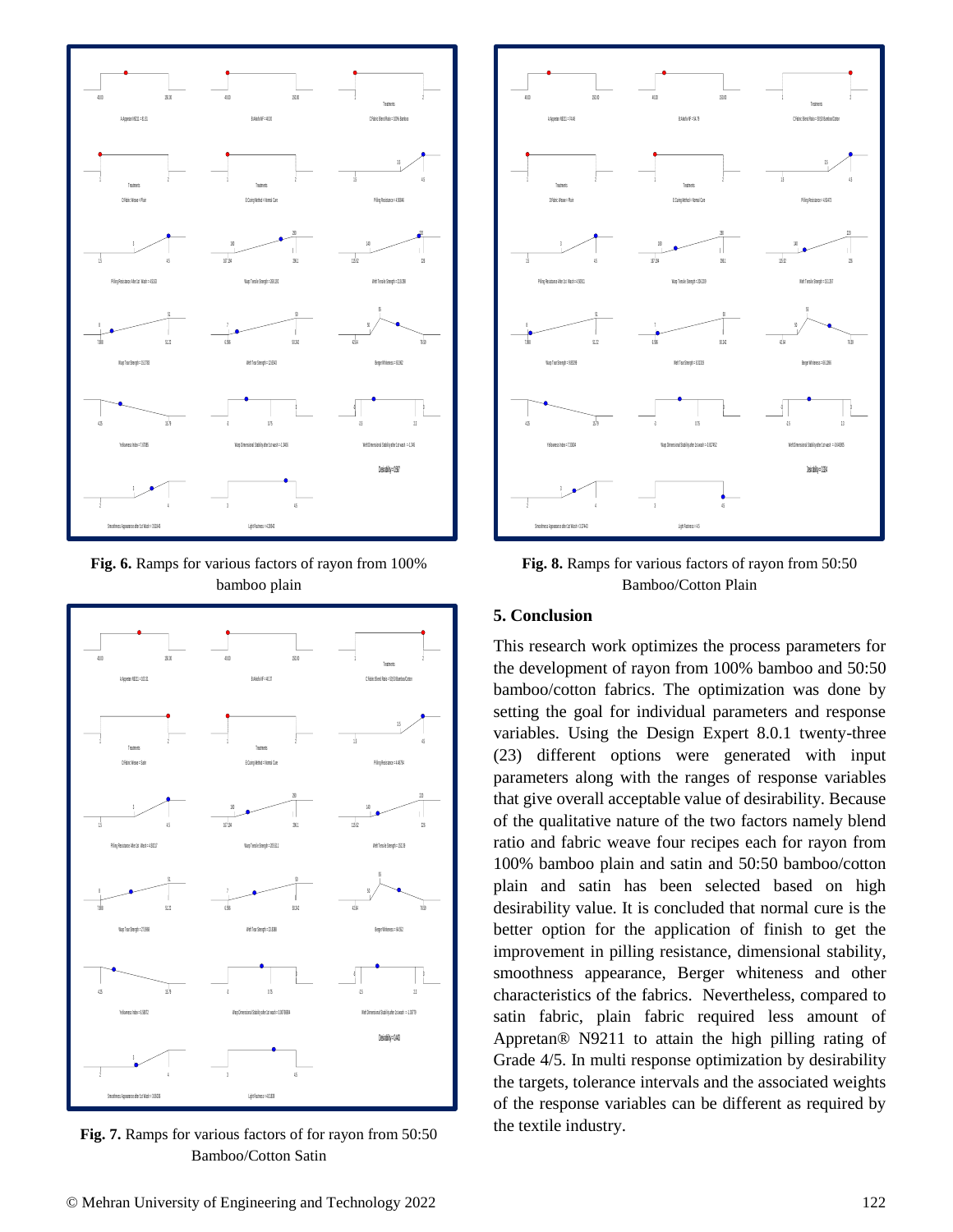**Fig. 6.** Ramps for various factors of rayon from 100% bamboo plain

**Fig. 7.** Ramps for various factors of for rayon from 50:50 Bamboo/Cotton Satin

**Fig. 8.** Ramps for various factors of rayon from 50:50 Bamboo/Cotton Plain

## 5. Conclusion

This research work optimizes the process parameters for the development of rayon from 100% bamboo and 50:50 bamboo/cotton fabrics. The optimization was done by setting the goal for individual parameters and response variables. Using the Design Expert 8.0.1 twenty-three (23) different options were generated with input parameters along with the ranges of response variables that give overall acceptable value of desirability. Because of the qualitative nature of the two factors namely blend ratio and fabric weave four recipes each for rayon from 100% bamboo plain and satin and 50:50 bamboo/cotton plain and satin has been selected based on high desirability value. It is concluded that normal cure is the better option for the application of finish to get the improvement in pilling resistance, dimensional stability, smoothness appearance, Berger whiteness and other characteristics of the fabrics. Nevertheless, compared to satin fabric, plain fabric required less amount of Appretan® N9211 to attain the high pilling rating of Grade 4/5. In multi response optimization by desirability the targets, tolerance intervals and the associated weights of the response variables can be different as required by the textile industry.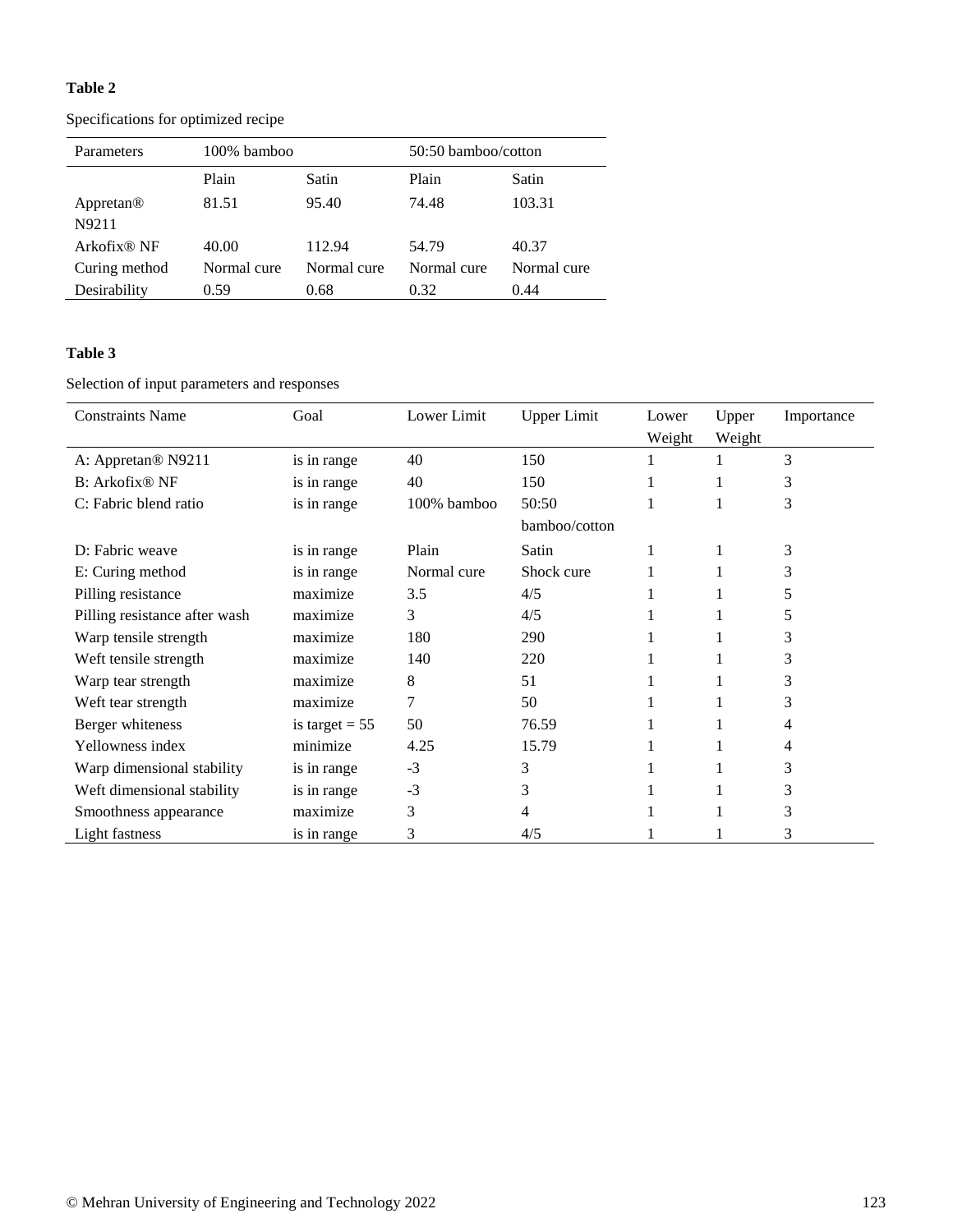**Table 2**

Specifications for optimized recipe

| Parameters | 100% bamboo | | 50:50 bamboo/cotton | |
|---|---|---|---|---|
| | Plain | Satin | Plain | Satin |
| Appretan® N9211 | 81.51 | 95.40 | 74.48 | 103.31 |
| Arkofix® NF | 40.00 | 112.94 | 54.79 | 40.37 |
| Curing method | Normal cure | Normal cure | Normal cure | Normal cure |
| Desirability | 0.59 | 0.68 | 0.32 | 0.44 |

**Table 3**

Selection of input parameters and responses

| Constraints Name | Goal | Lower Limit | Upper Limit | Lower Weight | Upper Weight | Importance |
|---|---|---|---|---|---|---|
| A: Appretan® N9211 | is in range | 40 | 150 | 1 | 1 | 3 |
| B: Arkofix® NF | is in range | 40 | 150 | 1 | 1 | 3 |
| C: Fabric blend ratio | is in range | 100% bamboo | 50:50 bamboo/cotton | 1 | 1 | 3 |
| D: Fabric weave | is in range | Plain | Satin | 1 | 1 | 3 |
| E: Curing method | is in range | Normal cure | Shock cure | 1 | 1 | 3 |
| Pilling resistance | maximize | 3.5 | 4/5 | 1 | 1 | 5 |
| Pilling resistance after wash | maximize | 3 | 4/5 | 1 | 1 | 5 |
| Warp tensile strength | maximize | 180 | 290 | 1 | 1 | 3 |
| Weft tensile strength | maximize | 140 | 220 | 1 | 1 | 3 |
| Warp tear strength | maximize | 8 | 51 | 1 | 1 | 3 |
| Weft tear strength | maximize | 7 | 50 | 1 | 1 | 3 |
| Berger whiteness | is target = 55 | 50 | 76.59 | 1 | 1 | 4 |
| Yellowness index | minimize | 4.25 | 15.79 | 1 | 1 | 4 |
| Warp dimensional stability | is in range | -3 | 3 | 1 | 1 | 3 |
| Weft dimensional stability | is in range | -3 | 3 | 1 | 1 | 3 |
| Smoothness appearance | maximize | 3 | 4 | 1 | 1 | 3 |
| Light fastness | is in range | 3 | 4/5 | 1 | 1 | 3 |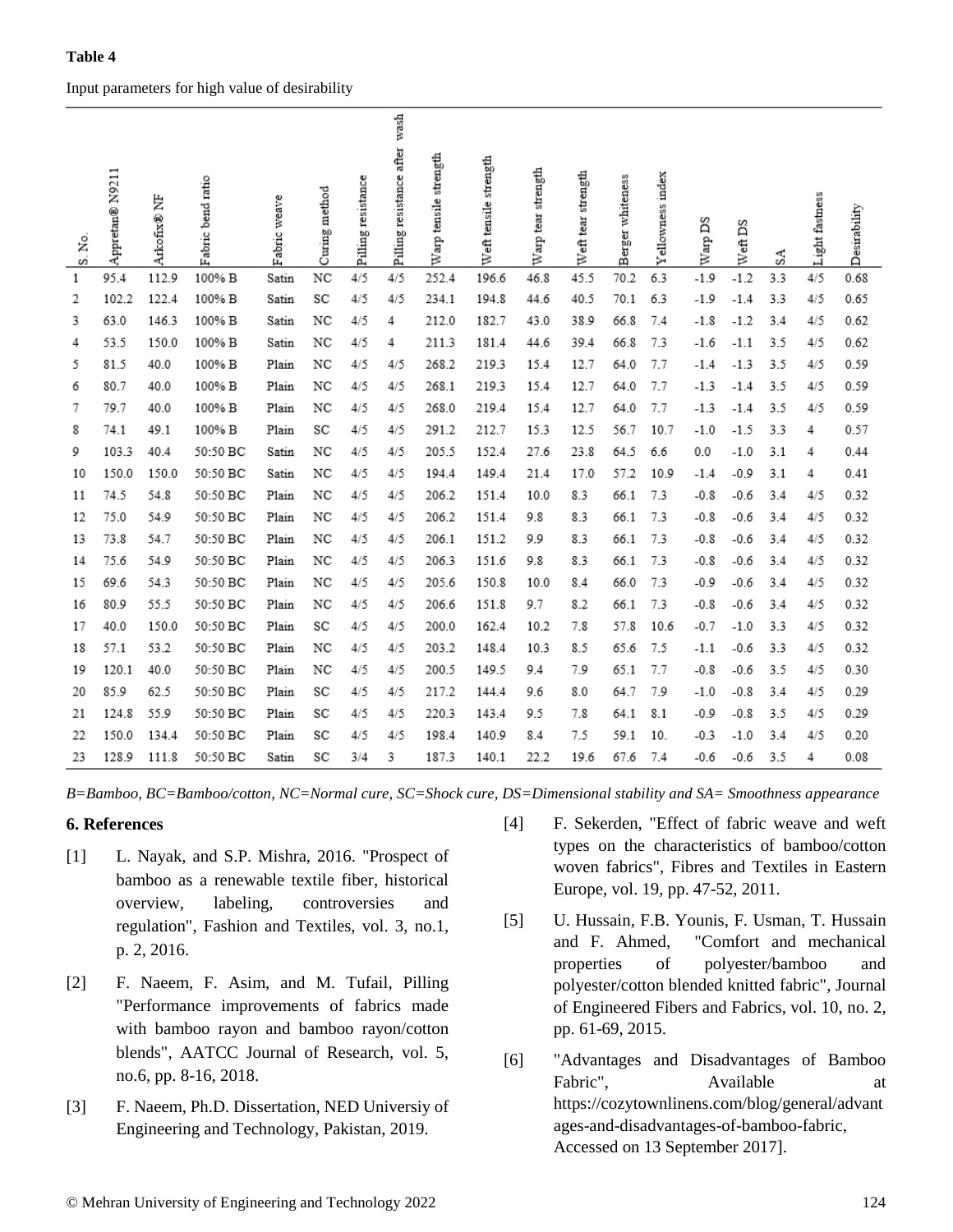**Table 4**

Input parameters for high value of desirability

| S. No. | Appretan® N9211 | Arkofix® NF | Fabric bend ratio | Fabric weave | Curing method | Pilling resistance | Pilling resistance after wash | Warp tensile strength | Weft tensile strength | Warp tear strength | Weft tear strength | Berger whiteness | Yellowness index | Warp DS | Weft DS | SA | Light fastness | Desirability |
|---|---|---|---|---|---|---|---|---|---|---|---|---|---|---|---|---|---|---|
| 1 | 95.4 | 112.9 | 100% B | Satin | NC | 4/5 | 4/5 | 252.4 | 196.6 | 46.8 | 45.5 | 70.2 | 6.3 | -1.9 | -1.2 | 3.3 | 4/5 | 0.68 |
| 2 | 102.2 | 122.4 | 100% B | Satin | SC | 4/5 | 4/5 | 234.1 | 194.8 | 44.6 | 40.5 | 70.1 | 6.3 | -1.9 | -1.4 | 3.3 | 4/5 | 0.65 |
| 3 | 63.0 | 146.3 | 100% B | Satin | NC | 4/5 | 4 | 212.0 | 182.7 | 43.0 | 38.9 | 66.8 | 7.4 | -1.8 | -1.2 | 3.4 | 4/5 | 0.62 |
| 4 | 53.5 | 150.0 | 100% B | Satin | NC | 4/5 | 4 | 211.3 | 181.4 | 44.6 | 39.4 | 66.8 | 7.3 | -1.6 | -1.1 | 3.5 | 4/5 | 0.62 |
| 5 | 81.5 | 40.0 | 100% B | Plain | NC | 4/5 | 4/5 | 268.2 | 219.3 | 15.4 | 12.7 | 64.0 | 7.7 | -1.4 | -1.3 | 3.5 | 4/5 | 0.59 |
| 6 | 80.7 | 40.0 | 100% B | Plain | NC | 4/5 | 4/5 | 268.1 | 219.3 | 15.4 | 12.7 | 64.0 | 7.7 | -1.3 | -1.4 | 3.5 | 4/5 | 0.59 |
| 7 | 79.7 | 40.0 | 100% B | Plain | NC | 4/5 | 4/5 | 268.0 | 219.4 | 15.4 | 12.7 | 64.0 | 7.7 | -1.3 | -1.4 | 3.5 | 4/5 | 0.59 |
| 8 | 74.1 | 49.1 | 100% B | Plain | SC | 4/5 | 4/5 | 291.2 | 212.7 | 15.3 | 12.5 | 56.7 | 10.7 | -1.0 | -1.5 | 3.3 | 4 | 0.57 |
| 9 | 103.3 | 40.4 | 50:50 BC | Satin | NC | 4/5 | 4/5 | 205.5 | 152.4 | 27.6 | 23.8 | 64.5 | 6.6 | 0.0 | -1.0 | 3.1 | 4 | 0.44 |
| 10 | 150.0 | 150.0 | 50:50 BC | Satin | NC | 4/5 | 4/5 | 194.4 | 149.4 | 21.4 | 17.0 | 57.2 | 10.9 | -1.4 | -0.9 | 3.1 | 4 | 0.41 |
| 11 | 74.5 | 54.8 | 50:50 BC | Plain | NC | 4/5 | 4/5 | 206.2 | 151.4 | 10.0 | 8.3 | 66.1 | 7.3 | -0.8 | -0.6 | 3.4 | 4/5 | 0.32 |
| 12 | 75.0 | 54.9 | 50:50 BC | Plain | NC | 4/5 | 4/5 | 206.2 | 151.4 | 9.8 | 8.3 | 66.1 | 7.3 | -0.8 | -0.6 | 3.4 | 4/5 | 0.32 |
| 13 | 73.8 | 54.7 | 50:50 BC | Plain | NC | 4/5 | 4/5 | 206.1 | 151.2 | 9.9 | 8.3 | 66.1 | 7.3 | -0.8 | -0.6 | 3.4 | 4/5 | 0.32 |
| 14 | 75.6 | 54.9 | 50:50 BC | Plain | NC | 4/5 | 4/5 | 206.3 | 151.6 | 9.8 | 8.3 | 66.1 | 7.3 | -0.8 | -0.6 | 3.4 | 4/5 | 0.32 |
| 15 | 69.6 | 54.3 | 50:50 BC | Plain | NC | 4/5 | 4/5 | 205.6 | 150.8 | 10.0 | 8.4 | 66.0 | 7.3 | -0.9 | -0.6 | 3.4 | 4/5 | 0.32 |
| 16 | 80.9 | 55.5 | 50:50 BC | Plain | NC | 4/5 | 4/5 | 206.6 | 151.8 | 9.7 | 8.2 | 66.1 | 7.3 | -0.8 | -0.6 | 3.4 | 4/5 | 0.32 |
| 17 | 40.0 | 150.0 | 50:50 BC | Plain | SC | 4/5 | 4/5 | 200.0 | 162.4 | 10.2 | 7.8 | 57.8 | 10.6 | -0.7 | -1.0 | 3.3 | 4/5 | 0.32 |
| 18 | 57.1 | 53.2 | 50:50 BC | Plain | NC | 4/5 | 4/5 | 203.2 | 148.4 | 10.3 | 8.5 | 65.6 | 7.5 | -1.1 | -0.6 | 3.3 | 4/5 | 0.32 |
| 19 | 120.1 | 40.0 | 50:50 BC | Plain | NC | 4/5 | 4/5 | 200.5 | 149.5 | 9.4 | 7.9 | 65.1 | 7.7 | -0.8 | -0.6 | 3.5 | 4/5 | 0.30 |
| 20 | 85.9 | 62.5 | 50:50 BC | Plain | SC | 4/5 | 4/5 | 217.2 | 144.4 | 9.6 | 8.0 | 64.7 | 7.9 | -1.0 | -0.8 | 3.4 | 4/5 | 0.29 |
| 21 | 124.8 | 55.9 | 50:50 BC | Plain | SC | 4/5 | 4/5 | 220.3 | 143.4 | 9.5 | 7.8 | 64.1 | 8.1 | -0.9 | -0.8 | 3.5 | 4/5 | 0.29 |
| 22 | 150.0 | 134.4 | 50:50 BC | Plain | SC | 4/5 | 4/5 | 198.4 | 140.9 | 8.4 | 7.5 | 59.1 | 10. | -0.3 | -1.0 | 3.4 | 4/5 | 0.20 |
| 23 | 128.9 | 111.8 | 50:50 BC | Satin | SC | 3/4 | 3 | 187.3 | 140.1 | 22.2 | 19.6 | 67.6 | 7.4 | -0.6 | -0.6 | 3.5 | 4 | 0.08 |

*B=Bamboo, BC=Bamboo/cotton, NC=Normal cure, SC=Shock cure, DS=Dimensional stability and SA= Smoothness appearance*

## 6. References

[1] L. Nayak, and S.P. Mishra, 2016. "Prospect of bamboo as a renewable textile fiber, historical overview, labeling, controversies and regulation", Fashion and Textiles, vol. 3, no.1, p. 2, 2016.

[2] F. Naeem, F. Asim, and M. Tufail, Pilling "Performance improvements of fabrics made with bamboo rayon and bamboo rayon/cotton blends", AATCC Journal of Research, vol. 5, no.6, pp. 8-16, 2018.

[3] F. Naeem, Ph.D. Dissertation, NED Universiy of Engineering and Technology, Pakistan, 2019.

[4] F. Sekerden, "Effect of fabric weave and weft types on the characteristics of bamboo/cotton woven fabrics", Fibres and Textiles in Eastern Europe, vol. 19, pp. 47-52, 2011.

[5] U. Hussain, F.B. Younis, F. Usman, T. Hussain and F. Ahmed, "Comfort and mechanical properties of polyester/bamboo and polyester/cotton blended knitted fabric", Journal of Engineered Fibers and Fabrics, vol. 10, no. 2, pp. 61-69, 2015.

[6] "Advantages and Disadvantages of Bamboo Fabric", Available at https://cozytownlinens.com/blog/general/advantages-and-disadvantages-of-bamboo-fabric, Accessed on 13 September 2017].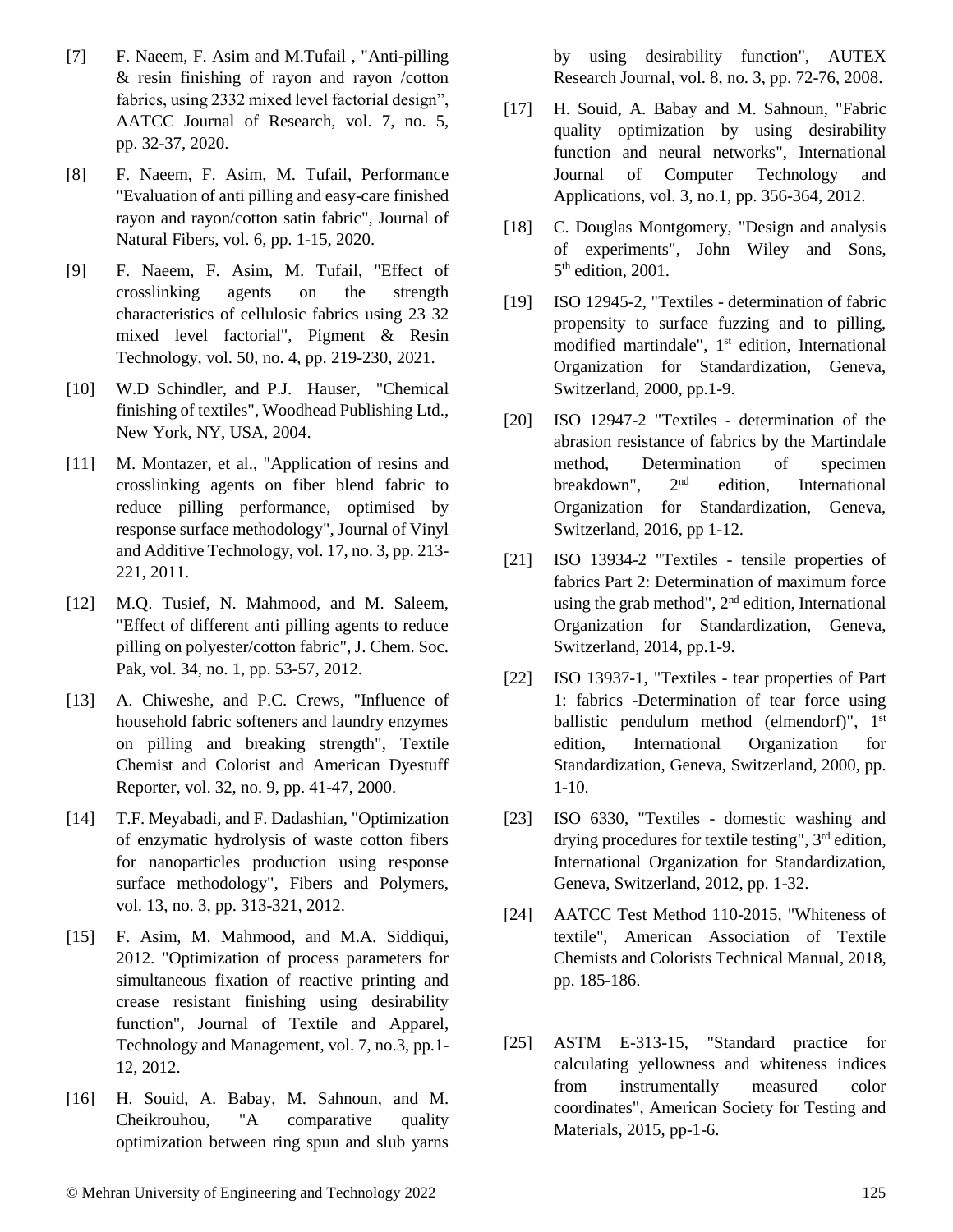[7] F. Naeem, F. Asim and M.Tufail , "Anti-pilling & resin finishing of rayon and rayon /cotton fabrics, using 2332 mixed level factorial design", AATCC Journal of Research, vol. 7, no. 5, pp. 32-37, 2020.

[8] F. Naeem, F. Asim, M. Tufail, Performance "Evaluation of anti pilling and easy-care finished rayon and rayon/cotton satin fabric", Journal of Natural Fibers, vol. 6, pp. 1-15, 2020.

[9] F. Naeem, F. Asim, M. Tufail, "Effect of crosslinking agents on the strength characteristics of cellulosic fabrics using 23 32 mixed level factorial", Pigment & Resin Technology, vol. 50, no. 4, pp. 219-230, 2021.

[10] W.D Schindler, and P.J. Hauser, "Chemical finishing of textiles", Woodhead Publishing Ltd., New York, NY, USA, 2004.

[11] M. Montazer, et al., "Application of resins and crosslinking agents on fiber blend fabric to reduce pilling performance, optimised by response surface methodology", Journal of Vinyl and Additive Technology, vol. 17, no. 3, pp. 213-221, 2011.

[12] M.Q. Tusief, N. Mahmood, and M. Saleem, "Effect of different anti pilling agents to reduce pilling on polyester/cotton fabric", J. Chem. Soc. Pak, vol. 34, no. 1, pp. 53-57, 2012.

[13] A. Chiweshe, and P.C. Crews, "Influence of household fabric softeners and laundry enzymes on pilling and breaking strength", Textile Chemist and Colorist and American Dyestuff Reporter, vol. 32, no. 9, pp. 41-47, 2000.

[14] T.F. Meyabadi, and F. Dadashian, "Optimization of enzymatic hydrolysis of waste cotton fibers for nanoparticles production using response surface methodology", Fibers and Polymers, vol. 13, no. 3, pp. 313-321, 2012.

[15] F. Asim, M. Mahmood, and M.A. Siddiqui, 2012. "Optimization of process parameters for simultaneous fixation of reactive printing and crease resistant finishing using desirability function", Journal of Textile and Apparel, Technology and Management, vol. 7, no.3, pp.1-12, 2012.

[16] H. Souid, A. Babay, M. Sahnoun, and M. Cheikrouhou, "A comparative quality optimization between ring spun and slub yarns by using desirability function", AUTEX Research Journal, vol. 8, no. 3, pp. 72-76, 2008.

[17] H. Souid, A. Babay and M. Sahnoun, "Fabric quality optimization by using desirability function and neural networks", International Journal of Computer Technology and Applications, vol. 3, no.1, pp. 356-364, 2012.

[18] C. Douglas Montgomery, "Design and analysis of experiments", John Wiley and Sons, 5th edition, 2001.

[19] ISO 12945-2, "Textiles - determination of fabric propensity to surface fuzzing and to pilling, modified martindale", 1st edition, International Organization for Standardization, Geneva, Switzerland, 2000, pp.1-9.

[20] ISO 12947-2 "Textiles - determination of the abrasion resistance of fabrics by the Martindale method, Determination of specimen breakdown", 2nd edition, International Organization for Standardization, Geneva, Switzerland, 2016, pp 1-12.

[21] ISO 13934-2 "Textiles - tensile properties of fabrics Part 2: Determination of maximum force using the grab method", 2nd edition, International Organization for Standardization, Geneva, Switzerland, 2014, pp.1-9.

[22] ISO 13937-1, "Textiles - tear properties of Part 1: fabrics -Determination of tear force using ballistic pendulum method (elmendorf)", 1st edition, International Organization for Standardization, Geneva, Switzerland, 2000, pp. 1-10.

[23] ISO 6330, "Textiles - domestic washing and drying procedures for textile testing", 3rd edition, International Organization for Standardization, Geneva, Switzerland, 2012, pp. 1-32.

[24] AATCC Test Method 110-2015, "Whiteness of textile", American Association of Textile Chemists and Colorists Technical Manual, 2018, pp. 185-186.

[25] ASTM E-313-15, "Standard practice for calculating yellowness and whiteness indices from instrumentally measured color coordinates", American Society for Testing and Materials, 2015, pp-1-6.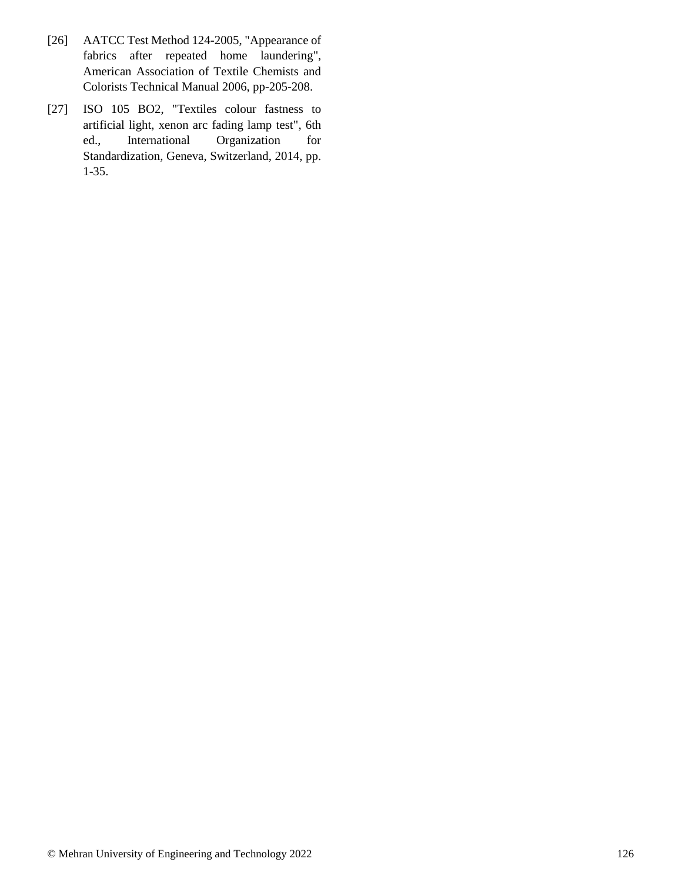[26] AATCC Test Method 124-2005, "Appearance of fabrics after repeated home laundering", American Association of Textile Chemists and Colorists Technical Manual 2006, pp-205-208.

[27] ISO 105 BO2, "Textiles colour fastness to artificial light, xenon arc fading lamp test", 6th ed., International Organization for Standardization, Geneva, Switzerland, 2014, pp. 1-35.